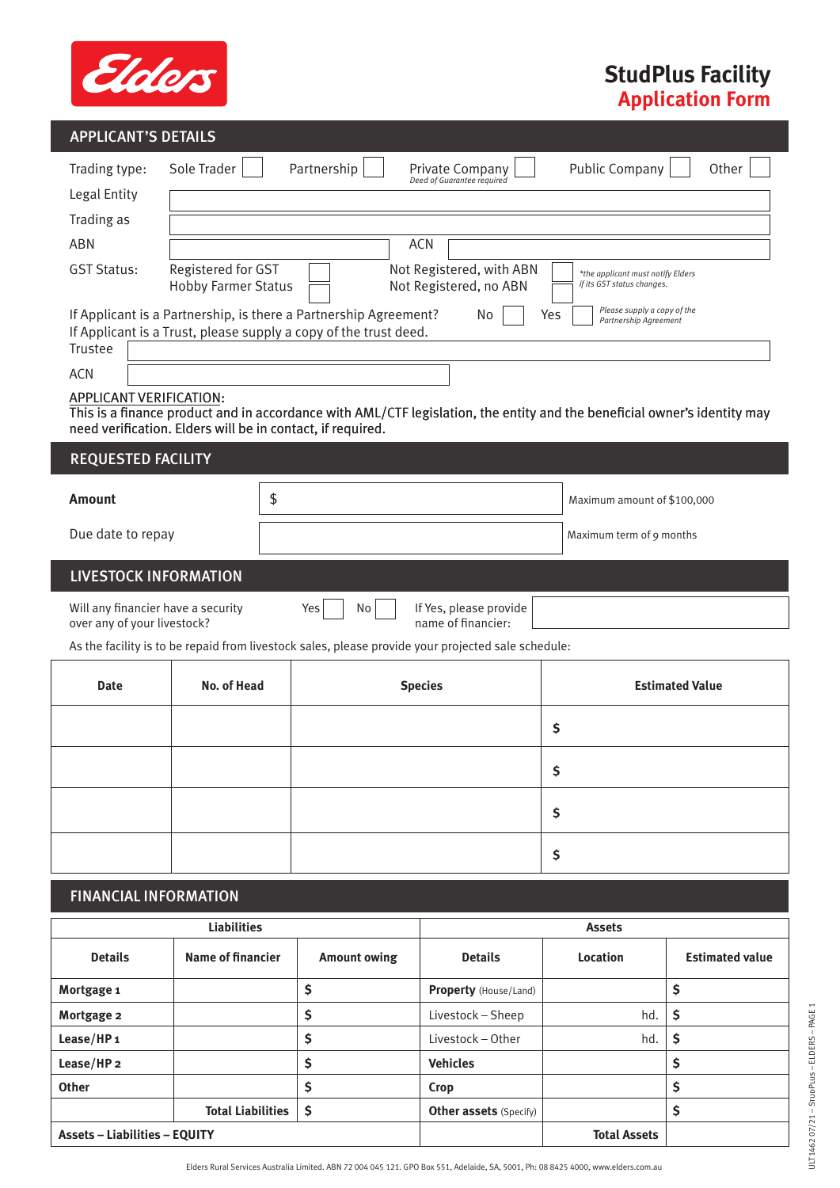Elders

# StudPlus Facility
## Application Form

## APPLICANT'S DETAILS

Trading type: Sole Trader ☐ Partnership ☐ Private Company ☐ *Deed of Guarantee required* Public Company ☐ Other ☐

Legal Entity

Trading as

ABN | ACN

GST Status: Registered for GST ☐ Not Registered, with ABN ☐ *\*the applicant must notify Elders if its GST status changes.*

Hobby Farmer Status ☐ Not Registered, no ABN ☐

If Applicant is a Partnership, is there a Partnership Agreement? No ☐ Yes ☐ *Please supply a copy of the Partnership Agreement*

If Applicant is a Trust, please supply a copy of the trust deed.

Trustee

ACN

APPLICANT VERIFICATION:
This is a finance product and in accordance with AML/CTF legislation, the entity and the beneficial owner's identity may need verification. Elders will be in contact, if required.

## REQUESTED FACILITY

| | | |
|---|---|---|
| **Amount** | $ | Maximum amount of $100,000 |
| Due date to repay | | Maximum term of 9 months |

## LIVESTOCK INFORMATION

Will any financier have a security over any of your livestock? Yes ☐ No ☐ If Yes, please provide name of financier:

As the facility is to be repaid from livestock sales, please provide your projected sale schedule:

| Date | No. of Head | Species | Estimated Value |
|---|---|---|---|
| | | | $ |
| | | | $ |
| | | | $ |
| | | | $ |

## FINANCIAL INFORMATION

| Liabilities | | | Assets | | |
|---|---|---|---|---|---|
| **Details** | **Name of financier** | **Amount owing** | **Details** | **Location** | **Estimated value** |
| **Mortgage 1** | | $ | **Property** (House/Land) | | $ |
| **Mortgage 2** | | $ | Livestock – Sheep | hd. | $ |
| **Lease/HP 1** | | $ | Livestock – Other | hd. | $ |
| **Lease/HP 2** | | $ | **Vehicles** | | $ |
| **Other** | | $ | **Crop** | | $ |
| | **Total Liabilities** | $ | **Other assets** (Specify) | | $ |
| **Assets – Liabilities – EQUITY** | | | | **Total Assets** | |

Elders Rural Services Australia Limited. ABN 72 004 045 121. GPO Box 551, Adelaide, SA, 5001, Ph: 08 8425 4000, www.elders.com.au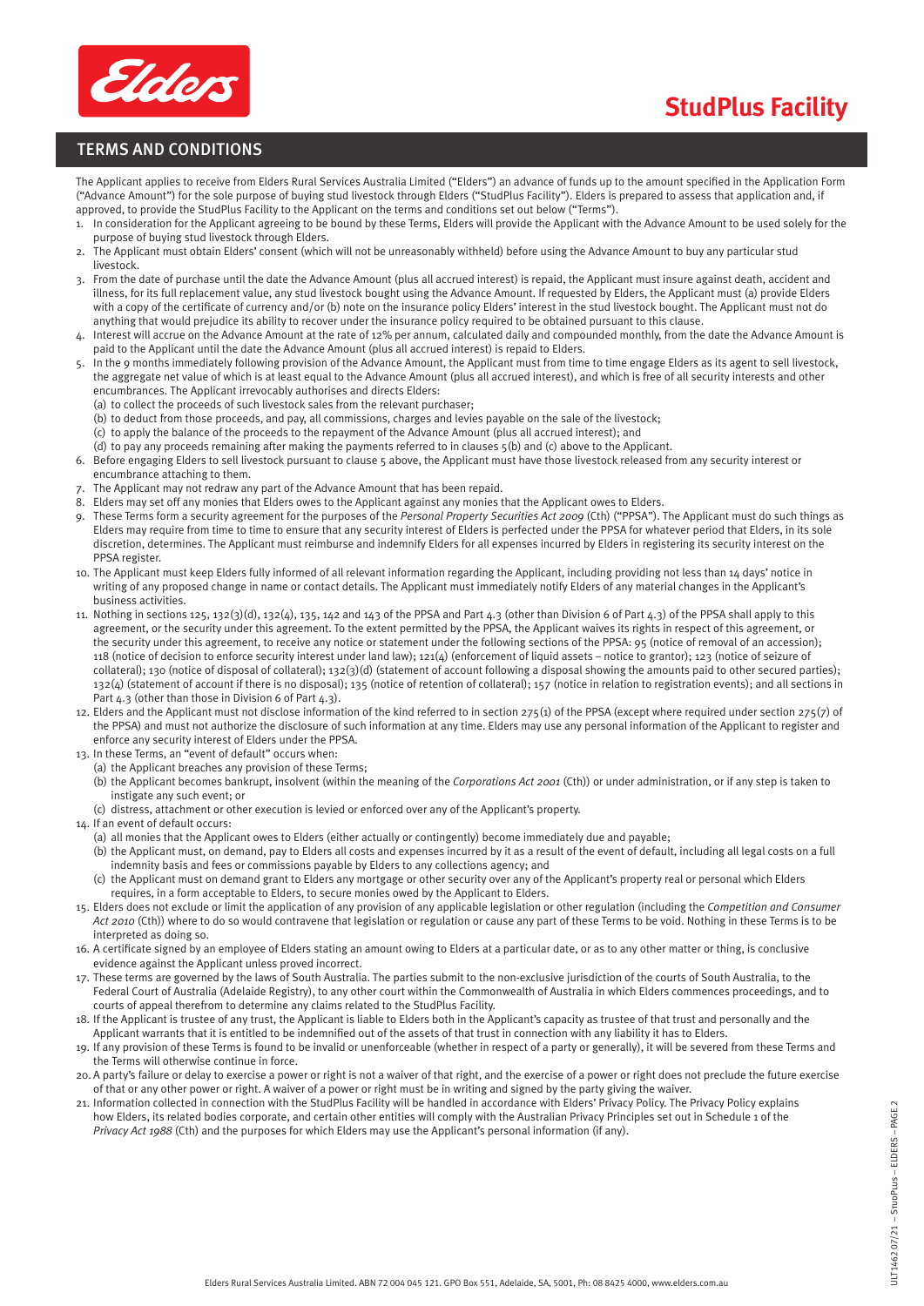# StudPlus Facility

## TERMS AND CONDITIONS

The Applicant applies to receive from Elders Rural Services Australia Limited ("Elders") an advance of funds up to the amount specified in the Application Form ("Advance Amount") for the sole purpose of buying stud livestock through Elders ("StudPlus Facility"). Elders is prepared to assess that application and, if approved, to provide the StudPlus Facility to the Applicant on the terms and conditions set out below ("Terms").

1. In consideration for the Applicant agreeing to be bound by these Terms, Elders will provide the Applicant with the Advance Amount to be used solely for the purpose of buying stud livestock through Elders.
2. The Applicant must obtain Elders' consent (which will not be unreasonably withheld) before using the Advance Amount to buy any particular stud livestock.
3. From the date of purchase until the date the Advance Amount (plus all accrued interest) is repaid, the Applicant must insure against death, accident and illness, for its full replacement value, any stud livestock bought using the Advance Amount. If requested by Elders, the Applicant must (a) provide Elders with a copy of the certificate of currency and/or (b) note on the insurance policy Elders' interest in the stud livestock bought. The Applicant must not do anything that would prejudice its ability to recover under the insurance policy required to be obtained pursuant to this clause.
4. Interest will accrue on the Advance Amount at the rate of 12% per annum, calculated daily and compounded monthly, from the date the Advance Amount is paid to the Applicant until the date the Advance Amount (plus all accrued interest) is repaid to Elders.
5. In the 9 months immediately following provision of the Advance Amount, the Applicant must from time to time engage Elders as its agent to sell livestock, the aggregate net value of which is at least equal to the Advance Amount (plus all accrued interest), and which is free of all security interests and other encumbrances. The Applicant irrevocably authorises and directs Elders:
   (a) to collect the proceeds of such livestock sales from the relevant purchaser;
   (b) to deduct from those proceeds, and pay, all commissions, charges and levies payable on the sale of the livestock;
   (c) to apply the balance of the proceeds to the repayment of the Advance Amount (plus all accrued interest); and
   (d) to pay any proceeds remaining after making the payments referred to in clauses 5(b) and (c) above to the Applicant.
6. Before engaging Elders to sell livestock pursuant to clause 5 above, the Applicant must have those livestock released from any security interest or encumbrance attaching to them.
7. The Applicant may not redraw any part of the Advance Amount that has been repaid.
8. Elders may set off any monies that Elders owes to the Applicant against any monies that the Applicant owes to Elders.
9. These Terms form a security agreement for the purposes of the *Personal Property Securities Act 2009* (Cth) ("PPSA"). The Applicant must do such things as Elders may require from time to time to ensure that any security interest of Elders is perfected under the PPSA for whatever period that Elders, in its sole discretion, determines. The Applicant must reimburse and indemnify Elders for all expenses incurred by Elders in registering its security interest on the PPSA register.
10. The Applicant must keep Elders fully informed of all relevant information regarding the Applicant, including providing not less than 14 days' notice in writing of any proposed change in name or contact details. The Applicant must immediately notify Elders of any material changes in the Applicant's business activities.
11. Nothing in sections 125, 132(3)(d), 132(4), 135, 142 and 143 of the PPSA and Part 4.3 (other than Division 6 of Part 4.3) of the PPSA shall apply to this agreement, or the security under this agreement. To the extent permitted by the PPSA, the Applicant waives its rights in respect of this agreement, or the security under this agreement, to receive any notice or statement under the following sections of the PPSA: 95 (notice of removal of an accession); 118 (notice of decision to enforce security interest under land law); 121(4) (enforcement of liquid assets – notice to grantor); 123 (notice of seizure of collateral); 130 (notice of disposal of collateral); 132(3)(d) (statement of account following a disposal showing the amounts paid to other secured parties); 132(4) (statement of account if there is no disposal); 135 (notice of retention of collateral); 157 (notice in relation to registration events); and all sections in Part 4.3 (other than those in Division 6 of Part 4.3).
12. Elders and the Applicant must not disclose information of the kind referred to in section 275(1) of the PPSA (except where required under section 275(7) of the PPSA) and must not authorize the disclosure of such information at any time. Elders may use any personal information of the Applicant to register and enforce any security interest of Elders under the PPSA.
13. In these Terms, an "event of default" occurs when:
   (a) the Applicant breaches any provision of these Terms;
   (b) the Applicant becomes bankrupt, insolvent (within the meaning of the *Corporations Act 2001* (Cth)) or under administration, or if any step is taken to instigate any such event; or
   (c) distress, attachment or other execution is levied or enforced over any of the Applicant's property.
14. If an event of default occurs:
   (a) all monies that the Applicant owes to Elders (either actually or contingently) become immediately due and payable;
   (b) the Applicant must, on demand, pay to Elders all costs and expenses incurred by it as a result of the event of default, including all legal costs on a full indemnity basis and fees or commissions payable by Elders to any collections agency; and
   (c) the Applicant must on demand grant to Elders any mortgage or other security over any of the Applicant's property real or personal which Elders requires, in a form acceptable to Elders, to secure monies owed by the Applicant to Elders.
15. Elders does not exclude or limit the application of any provision of any applicable legislation or other regulation (including the *Competition and Consumer Act 2010* (Cth)) where to do so would contravene that legislation or regulation or cause any part of these Terms to be void. Nothing in these Terms is to be interpreted as doing so.
16. A certificate signed by an employee of Elders stating an amount owing to Elders at a particular date, or as to any other matter or thing, is conclusive evidence against the Applicant unless proved incorrect.
17. These terms are governed by the laws of South Australia. The parties submit to the non-exclusive jurisdiction of the courts of South Australia, to the Federal Court of Australia (Adelaide Registry), to any other court within the Commonwealth of Australia in which Elders commences proceedings, and to courts of appeal therefrom to determine any claims related to the StudPlus Facility.
18. If the Applicant is trustee of any trust, the Applicant is liable to Elders both in the Applicant's capacity as trustee of that trust and personally and the Applicant warrants that it is entitled to be indemnified out of the assets of that trust in connection with any liability it has to Elders.
19. If any provision of these Terms is found to be invalid or unenforceable (whether in respect of a party or generally), it will be severed from these Terms and the Terms will otherwise continue in force.
20. A party's failure or delay to exercise a power or right is not a waiver of that right, and the exercise of a power or right does not preclude the future exercise of that or any other power or right. A waiver of a power or right must be in writing and signed by the party giving the waiver.
21. Information collected in connection with the StudPlus Facility will be handled in accordance with Elders' Privacy Policy. The Privacy Policy explains how Elders, its related bodies corporate, and certain other entities will comply with the Australian Privacy Principles set out in Schedule 1 of the *Privacy Act 1988* (Cth) and the purposes for which Elders may use the Applicant's personal information (if any).

Elders Rural Services Australia Limited. ABN 72 004 045 121. GPO Box 551, Adelaide, SA, 5001, Ph: 08 8425 4000, www.elders.com.au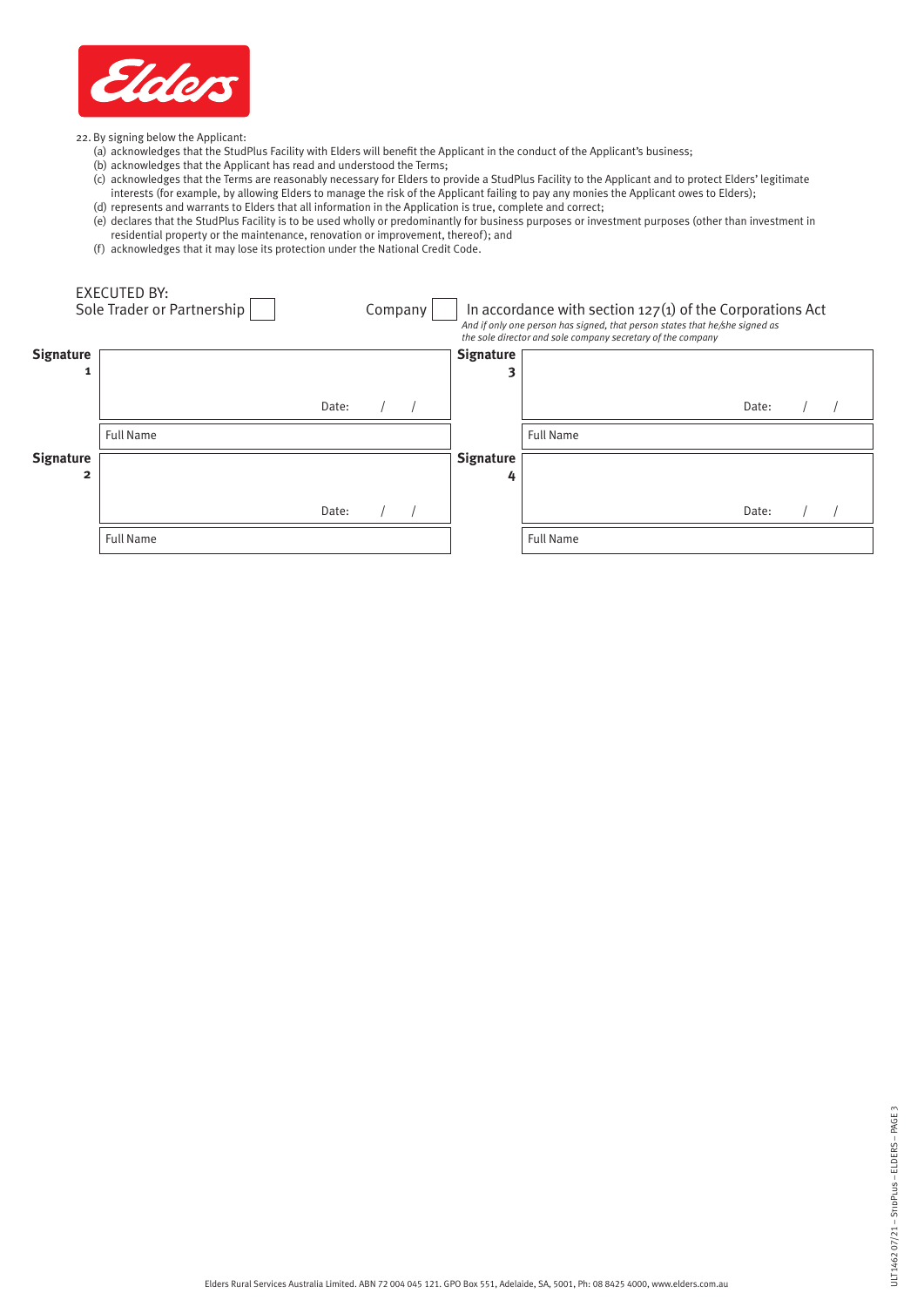22. By signing below the Applicant:
    (a) acknowledges that the StudPlus Facility with Elders will benefit the Applicant in the conduct of the Applicant's business;
    (b) acknowledges that the Applicant has read and understood the Terms;
    (c) acknowledges that the Terms are reasonably necessary for Elders to provide a StudPlus Facility to the Applicant and to protect Elders' legitimate interests (for example, by allowing Elders to manage the risk of the Applicant failing to pay any monies the Applicant owes to Elders);
    (d) represents and warrants to Elders that all information in the Application is true, complete and correct;
    (e) declares that the StudPlus Facility is to be used wholly or predominantly for business purposes or investment purposes (other than investment in residential property or the maintenance, renovation or improvement, thereof); and
    (f) acknowledges that it may lose its protection under the National Credit Code.

EXECUTED BY:
Sole Trader or Partnership ☐ Company ☐ In accordance with section 127(1) of the Corporations Act
*And if only one person has signed, that person states that he/she signed as the sole director and sole company secretary of the company*

| | | | |
|---|---|---|---|
| **Signature 1** | Date: / / | **Signature 3** | Date: / / |
| | Full Name | | Full Name |
| **Signature 2** | Date: / / | **Signature 4** | Date: / / |
| | Full Name | | Full Name |

Elders Rural Services Australia Limited. ABN 72 004 045 121. GPO Box 551, Adelaide, SA, 5001, Ph: 08 8425 4000, www.elders.com.au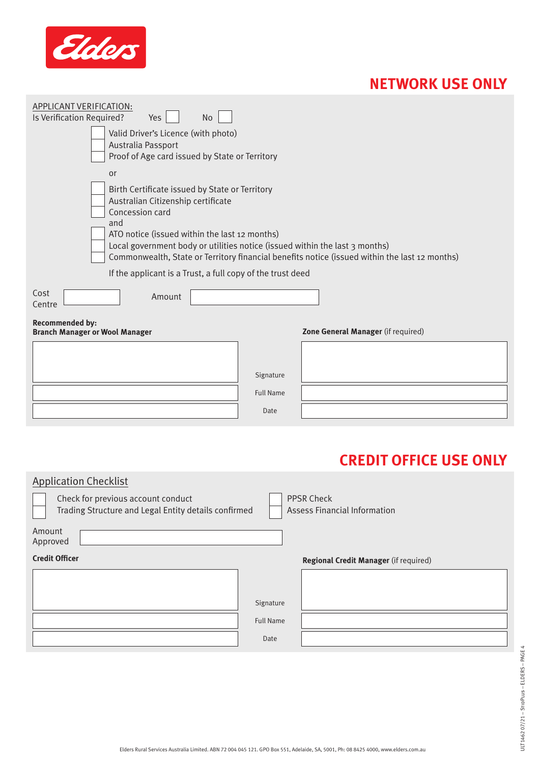# NETWORK USE ONLY

APPLICANT VERIFICATION:

Is Verification Required? Yes ☐ No ☐

- ☐ Valid Driver's Licence (with photo)
- ☐ Australia Passport
- ☐ Proof of Age card issued by State or Territory

or

- ☐ Birth Certificate issued by State or Territory
- ☐ Australian Citizenship certificate
- ☐ Concession card

and

- ☐ ATO notice (issued within the last 12 months)
- ☐ Local government body or utilities notice (issued within the last 3 months)
- ☐ Commonwealth, State or Territory financial benefits notice (issued within the last 12 months)

If the applicant is a Trust, a full copy of the trust deed

Cost Centre ____________ Amount ____________

| **Recommended by: Branch Manager or Wool Manager** | | **Zone General Manager** (if required) |
|---|---|---|
| | Signature | |
| | Full Name | |
| | Date | |

# CREDIT OFFICE USE ONLY

## Application Checklist

- ☐ Check for previous account conduct
- ☐ Trading Structure and Legal Entity details confirmed
- ☐ PPSR Check
- ☐ Assess Financial Information

Amount Approved ____________

| **Credit Officer** | | **Regional Credit Manager** (if required) |
|---|---|---|
| | Signature | |
| | Full Name | |
| | Date | |

Elders Rural Services Australia Limited. ABN 72 004 045 121. GPO Box 551, Adelaide, SA, 5001, Ph: 08 8425 4000, www.elders.com.au